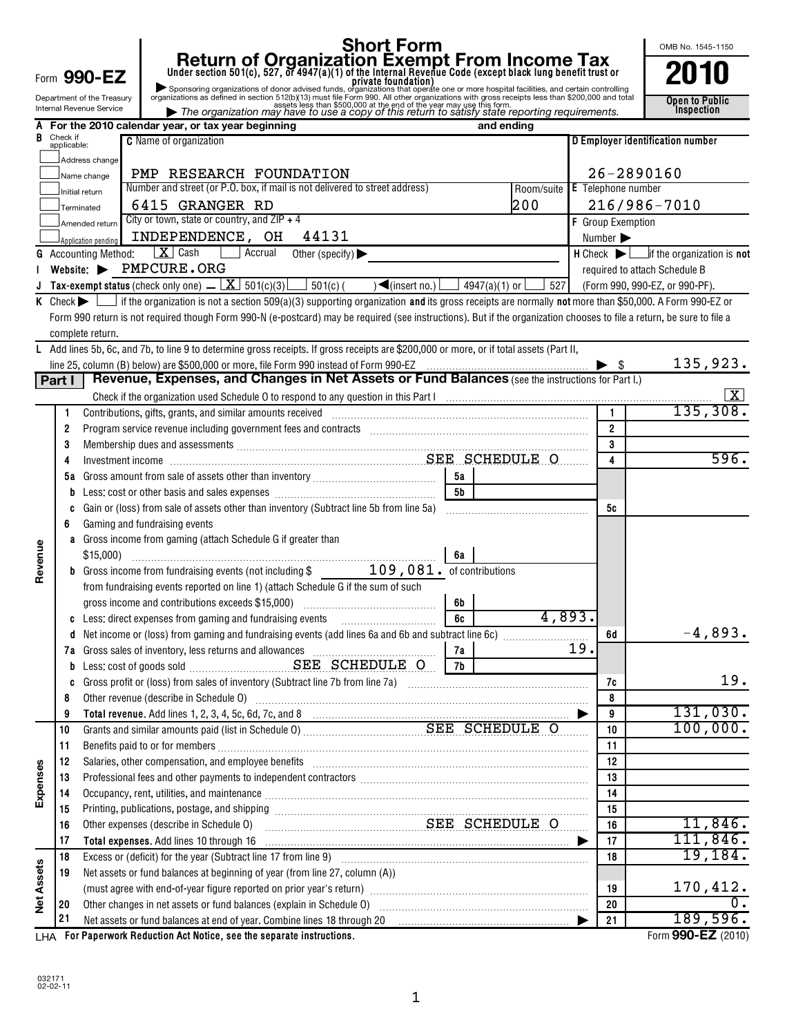Form **990-EZ**

Department of the Treasury
Internal Revenue Service

# Short Form
# Return of Organization Exempt From Income Tax

**Under section 501(c), 527, or 4947(a)(1) of the Internal Revenue Code (except black lung benefit trust or private foundation)**

▶ Sponsoring organizations of donor advised funds, organizations that operate one or more hospital facilities, and certain controlling organizations as defined in section 512(b)(13) must file Form 990. All other organizations with gross receipts less than $200,000 and total assets less than $500,000 at the end of the year may use this form.

▶ *The organization may have to use a copy of this return to satisfy state reporting requirements.*

OMB No. 1545-1150

**2010**

**Open to Public Inspection**

**A** For the 2010 calendar year, or tax year beginning and ending

**B** Check if applicable:
- Address change
- Name change
- Initial return
- Terminated
- Amended return
- Application pending

**C** Name of organization: PMP RESEARCH FOUNDATION

Number and street (or P.O. box, if mail is not delivered to street address): 6415 GRANGER RD — Room/suite: 200

City or town, state or country, and ZIP + 4: INDEPENDENCE, OH 44131

**D** Employer identification number: 26-2890160

**E** Telephone number: 216/986-7010

**F** Group Exemption Number ▶

**G** Accounting Method: [X] Cash [ ] Accrual Other (specify) ▶

**H** Check ▶ [ ] if the organization is **not** required to attach Schedule B (Form 990, 990-EZ, or 990-PF).

**I** Website: ▶ PMPCURE.ORG

**J** Tax-exempt status (check only one) — [X] 501(c)(3) [ ] 501(c) ( ) ◀(insert no.) [ ] 4947(a)(1) or [ ] 527

**K** Check ▶ [ ] if the organization is not a section 509(a)(3) supporting organization **and** its gross receipts are normally **not** more than $50,000. A Form 990-EZ or Form 990 return is not required though Form 990-N (e-postcard) may be required (see instructions). But if the organization chooses to file a return, be sure to file a complete return.

**L** Add lines 5b, 6c, and 7b, to line 9 to determine gross receipts. If gross receipts are $200,000 or more, or if total assets (Part II, line 25, column (B) below) are $500,000 or more, file Form 990 instead of Form 990-EZ ▶ $ 135,923.

## Part I — Revenue, Expenses, and Changes in Net Assets or Fund Balances (see the instructions for Part I.)

Check if the organization used Schedule O to respond to any question in this Part I [X]

| | Line | Description | | | | Amount |
|---|---|---|---|---|---|---|
| **Revenue** | 1 | Contributions, gifts, grants, and similar amounts received | | | 1 | 135,308. |
| | 2 | Program service revenue including government fees and contracts | | | 2 | |
| | 3 | Membership dues and assessments | | | 3 | |
| | 4 | Investment income SEE SCHEDULE O | | | 4 | 596. |
| | 5a | Gross amount from sale of assets other than inventory | 5a | | | |
| | b | Less: cost or other basis and sales expenses | 5b | | | |
| | c | Gain or (loss) from sale of assets other than inventory (Subtract line 5b from line 5a) | | | 5c | |
| | 6 | Gaming and fundraising events | | | | |
| | a | Gross income from gaming (attach Schedule G if greater than $15,000) | 6a | | | |
| | b | Gross income from fundraising events (not including $ 109,081. of contributions from fundraising events reported on line 1) (attach Schedule G if the sum of such gross income and contributions exceeds $15,000) | 6b | | | |
| | c | Less: direct expenses from gaming and fundraising events | 6c | 4,893. | | |
| | d | Net income or (loss) from gaming and fundraising events (add lines 6a and 6b and subtract line 6c) | | | 6d | -4,893. |
| | 7a | Gross sales of inventory, less returns and allowances | 7a | 19. | | |
| | b | Less: cost of goods sold SEE SCHEDULE O | 7b | | | |
| | c | Gross profit or (loss) from sales of inventory (Subtract line 7b from line 7a) | | | 7c | 19. |
| | 8 | Other revenue (describe in Schedule O) | | | 8 | |
| | 9 | **Total revenue.** Add lines 1, 2, 3, 4, 5c, 6d, 7c, and 8 ▶ | | | 9 | 131,030. |
| **Expenses** | 10 | Grants and similar amounts paid (list in Schedule O) SEE SCHEDULE O | | | 10 | 100,000. |
| | 11 | Benefits paid to or for members | | | 11 | |
| | 12 | Salaries, other compensation, and employee benefits | | | 12 | |
| | 13 | Professional fees and other payments to independent contractors | | | 13 | |
| | 14 | Occupancy, rent, utilities, and maintenance | | | 14 | |
| | 15 | Printing, publications, postage, and shipping | | | 15 | |
| | 16 | Other expenses (describe in Schedule O) SEE SCHEDULE O | | | 16 | 11,846. |
| | 17 | **Total expenses.** Add lines 10 through 16 ▶ | | | 17 | 111,846. |
| **Net Assets** | 18 | Excess or (deficit) for the year (Subtract line 17 from line 9) | | | 18 | 19,184. |
| | 19 | Net assets or fund balances at beginning of year (from line 27, column (A)) (must agree with end-of-year figure reported on prior year's return) | | | 19 | 170,412. |
| | 20 | Other changes in net assets or fund balances (explain in Schedule O) | | | 20 | 0. |
| | 21 | Net assets or fund balances at end of year. Combine lines 18 through 20 ▶ | | | 21 | 189,596. |

LHA **For Paperwork Reduction Act Notice, see the separate instructions.** Form **990-EZ** (2010)

032171
02-02-11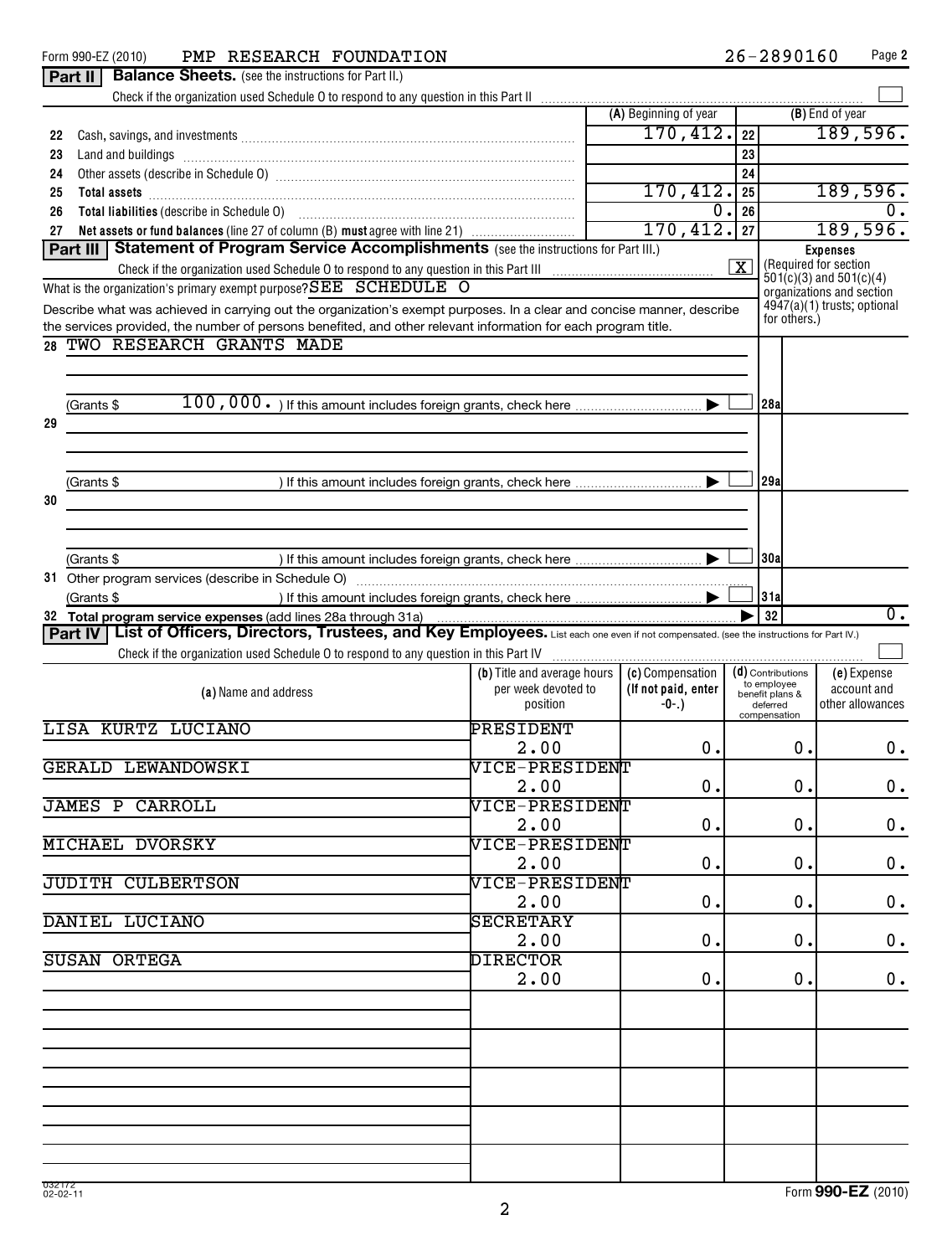Form 990-EZ (2010) PMP RESEARCH FOUNDATION 26-2890160 Page 2

## Part II Balance Sheets. (see the instructions for Part II.)

Check if the organization used Schedule O to respond to any question in this Part II ☐

| | | (A) Beginning of year | | (B) End of year |
|---|---|---|---|---|
| 22 | Cash, savings, and investments | 170,412. | 22 | 189,596. |
| 23 | Land and buildings | | 23 | |
| 24 | Other assets (describe in Schedule O) | | 24 | |
| 25 | **Total assets** | 170,412. | 25 | 189,596. |
| 26 | **Total liabilities** (describe in Schedule O) | 0. | 26 | 0. |
| 27 | **Net assets or fund balances** (line 27 of column (B) **must** agree with line 21) | 170,412. | 27 | 189,596. |

## Part III Statement of Program Service Accomplishments (see the instructions for Part III.)

Check if the organization used Schedule O to respond to any question in this Part III ☒

What is the organization's primary exempt purpose? SEE SCHEDULE O

Describe what was achieved in carrying out the organization's exempt purposes. In a clear and concise manner, describe the services provided, the number of persons benefited, and other relevant information for each program title.

**Expenses** (Required for section 501(c)(3) and 501(c)(4) organizations and section 4947(a)(1) trusts; optional for others.)

| | | | Expenses |
|---|---|---|---|
| 28 | TWO RESEARCH GRANTS MADE (Grants $ 100,000. ) If this amount includes foreign grants, check here ☐ | 28a | |
| 29 | (Grants $ ) If this amount includes foreign grants, check here ☐ | 29a | |
| 30 | (Grants $ ) If this amount includes foreign grants, check here ☐ | 30a | |
| 31 | Other program services (describe in Schedule O) (Grants $ ) If this amount includes foreign grants, check here ☐ | 31a | |
| 32 | **Total program service expenses** (add lines 28a through 31a) | 32 | 0. |

## Part IV List of Officers, Directors, Trustees, and Key Employees. List each one even if not compensated. (see the instructions for Part IV.)

Check if the organization used Schedule O to respond to any question in this Part IV ☐

| (a) Name and address | (b) Title and average hours per week devoted to position | (c) Compensation (If not paid, enter -0-.) | (d) Contributions to employee benefit plans & deferred compensation | (e) Expense account and other allowances |
|---|---|---|---|---|
| LISA KURTZ LUCIANO | PRESIDENT 2.00 | 0. | 0. | 0. |
| GERALD LEWANDOWSKI | VICE-PRESIDENT 2.00 | 0. | 0. | 0. |
| JAMES P CARROLL | VICE-PRESIDENT 2.00 | 0. | 0. | 0. |
| MICHAEL DVORSKY | VICE-PRESIDENT 2.00 | 0. | 0. | 0. |
| JUDITH CULBERTSON | VICE-PRESIDENT 2.00 | 0. | 0. | 0. |
| DANIEL LUCIANO | SECRETARY 2.00 | 0. | 0. | 0. |
| SUSAN ORTEGA | DIRECTOR 2.00 | 0. | 0. | 0. |

032172 02-02-11

Form **990-EZ** (2010)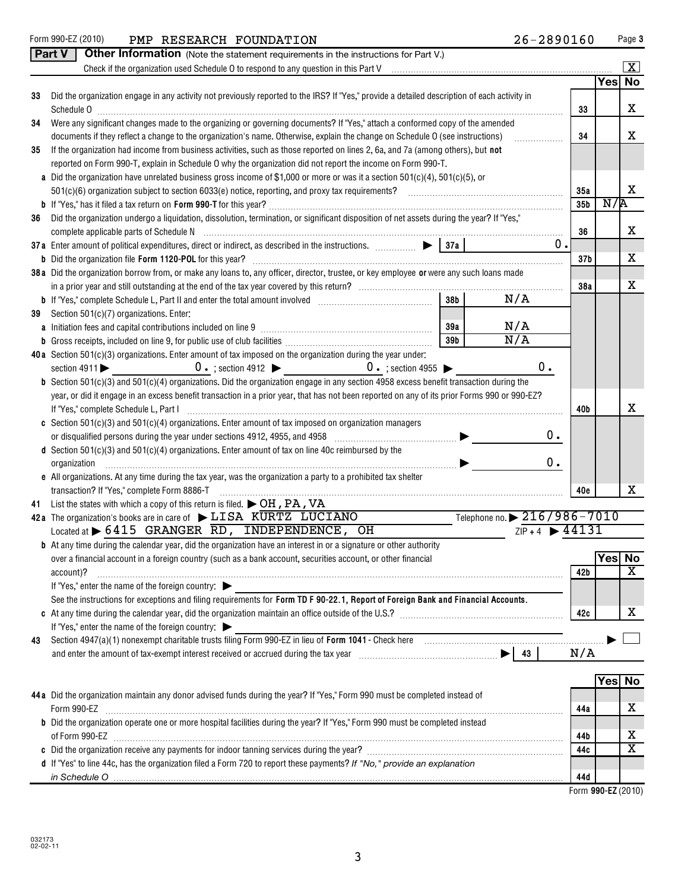Form 990-EZ (2010) PMP RESEARCH FOUNDATION 26-2890160 Page 3

## Part V Other Information (Note the statement requirements in the instructions for Part V.)

Check if the organization used Schedule O to respond to any question in this Part V [X]

| | | | Yes | No |
|---|---|---|---|---|
| 33 | Did the organization engage in any activity not previously reported to the IRS? If "Yes," provide a detailed description of each activity in Schedule O | 33 | | X |
| 34 | Were any significant changes made to the organizing or governing documents? If "Yes," attach a conformed copy of the amended documents if they reflect a change to the organization's name. Otherwise, explain the change on Schedule O (see instructions) | 34 | | X |
| 35 | If the organization had income from business activities, such as those reported on lines 2, 6a, and 7a (among others), but **not** reported on Form 990-T, explain in Schedule O why the organization did not report the income on Form 990-T. | | | |
| a | Did the organization have unrelated business gross income of $1,000 or more or was it a section 501(c)(4), 501(c)(5), or 501(c)(6) organization subject to section 6033(e) notice, reporting, and proxy tax requirements? | 35a | | X |
| b | If "Yes," has it filed a tax return on **Form 990-T** for this year? | 35b | N/A | |
| 36 | Did the organization undergo a liquidation, dissolution, termination, or significant disposition of net assets during the year? If "Yes," complete applicable parts of Schedule N | 36 | | X |
| 37a | Enter amount of political expenditures, direct or indirect, as described in the instructions. 37a 0. | | | |
| b | Did the organization file **Form 1120-POL** for this year? | 37b | | X |
| 38a | Did the organization borrow from, or make any loans to, any officer, director, trustee, or key employee **or** were any such loans made in a prior year and still outstanding at the end of the tax year covered by this return? | 38a | | X |
| b | If "Yes," complete Schedule L, Part II and enter the total amount involved 38b N/A | | | |
| 39 | Section 501(c)(7) organizations. Enter: | | | |
| a | Initiation fees and capital contributions included on line 9 39a N/A | | | |
| b | Gross receipts, included on line 9, for public use of club facilities 39b N/A | | | |
| 40a | Section 501(c)(3) organizations. Enter amount of tax imposed on the organization during the year under: section 4911 ▶ 0. ; section 4912 ▶ 0. ; section 4955 ▶ 0. | | | |
| b | Section 501(c)(3) and 501(c)(4) organizations. Did the organization engage in any section 4958 excess benefit transaction during the year, or did it engage in an excess benefit transaction in a prior year, that has not been reported on any of its prior Forms 990 or 990-EZ? If "Yes," complete Schedule L, Part I | 40b | | X |
| c | Section 501(c)(3) and 501(c)(4) organizations. Enter amount of tax imposed on organization managers or disqualified persons during the year under sections 4912, 4955, and 4958 ▶ 0. | | | |
| d | Section 501(c)(3) and 501(c)(4) organizations. Enter amount of tax on line 40c reimbursed by the organization ▶ 0. | | | |
| e | All organizations. At any time during the tax year, was the organization a party to a prohibited tax shelter transaction? If "Yes," complete Form 8886-T | 40e | | X |

41 List the states with which a copy of this return is filed. ▶ OH, PA, VA

42a The organization's books are in care of ▶ LISA KURTZ LUCIANO Telephone no. ▶ 216/986-7010
Located at ▶ 6415 GRANGER RD, INDEPENDENCE, OH ZIP + 4 ▶ 44131

| | | | Yes | No |
|---|---|---|---|---|
| b | At any time during the calendar year, did the organization have an interest in or a signature or other authority over a financial account in a foreign country (such as a bank account, securities account, or other financial account)? If "Yes," enter the name of the foreign country: ▶ See the instructions for exceptions and filing requirements for **Form TD F 90-22.1, Report of Foreign Bank and Financial Accounts.** | 42b | | X |
| c | At any time during the calendar year, did the organization maintain an office outside of the U.S.? If "Yes," enter the name of the foreign country: ▶ | 42c | | X |

43 Section 4947(a)(1) nonexempt charitable trusts filing Form 990-EZ in lieu of **Form 1041** - Check here ▶ [ ]
and enter the amount of tax-exempt interest received or accrued during the tax year ▶ 43 N/A

| | | | Yes | No |
|---|---|---|---|---|
| 44a | Did the organization maintain any donor advised funds during the year? If "Yes," Form 990 must be completed instead of Form 990-EZ | 44a | | X |
| b | Did the organization operate one or more hospital facilities during the year? If "Yes," Form 990 must be completed instead of Form 990-EZ | 44b | | X |
| c | Did the organization receive any payments for indoor tanning services during the year? | 44c | | X |
| d | If "Yes" to line 44c, has the organization filed a Form 720 to report these payments? *If "No," provide an explanation in Schedule O* | 44d | | |

Form **990-EZ** (2010)

032173 02-02-11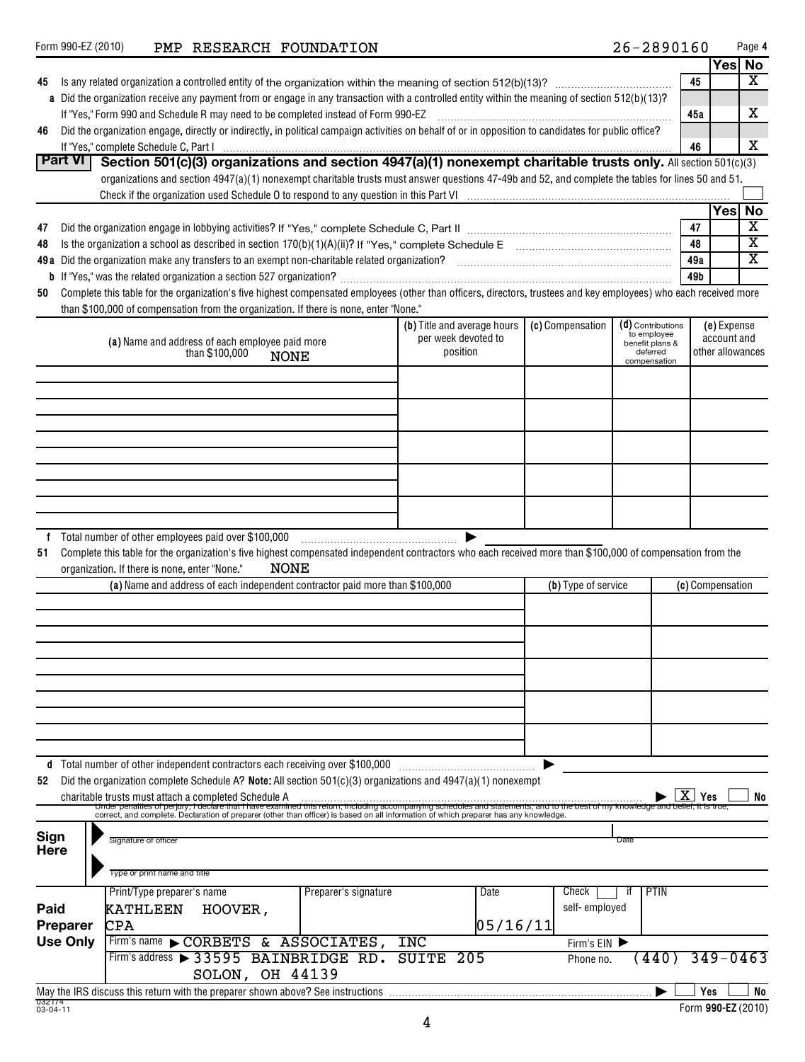Form 990-EZ (2010) PMP RESEARCH FOUNDATION 26-2890160 Page 4

| | | | Yes | No |
|---|---|---|---|---|
| 45 | Is any related organization a controlled entity of the organization within the meaning of section 512(b)(13)? | 45 | | X |
| a | Did the organization receive any payment from or engage in any transaction with a controlled entity within the meaning of section 512(b)(13)? If "Yes," Form 990 and Schedule R may need to be completed instead of Form 990-EZ | 45a | | X |
| 46 | Did the organization engage, directly or indirectly, in political campaign activities on behalf of or in opposition to candidates for public office? If "Yes," complete Schedule C, Part I | 46 | | X |

**Part VI Section 501(c)(3) organizations and section 4947(a)(1) nonexempt charitable trusts only.** All section 501(c)(3) organizations and section 4947(a)(1) nonexempt charitable trusts must answer questions 47-49b and 52, and complete the tables for lines 50 and 51.

Check if the organization used Schedule O to respond to any question in this Part VI ☐

| | | | Yes | No |
|---|---|---|---|---|
| 47 | Did the organization engage in lobbying activities? If "Yes," complete Schedule C, Part II | 47 | | X |
| 48 | Is the organization a school as described in section 170(b)(1)(A)(ii)? If "Yes," complete Schedule E | 48 | | X |
| 49a | Did the organization make any transfers to an exempt non-charitable related organization? | 49a | | X |
| b | If "Yes," was the related organization a section 527 organization? | 49b | | |

50 Complete this table for the organization's five highest compensated employees (other than officers, directors, trustees and key employees) who each received more than $100,000 of compensation from the organization. If there is none, enter "None."

| (a) Name and address of each employee paid more than $100,000 | (b) Title and average hours per week devoted to position | (c) Compensation | (d) Contributions to employee benefit plans & deferred compensation | (e) Expense account and other allowances |
|---|---|---|---|---|
| NONE | | | | |

f Total number of other employees paid over $100,000 ▶

51 Complete this table for the organization's five highest compensated independent contractors who each received more than $100,000 of compensation from the organization. If there is none, enter "None." NONE

| (a) Name and address of each independent contractor paid more than $100,000 | (b) Type of service | (c) Compensation |
|---|---|---|
| | | |

d Total number of other independent contractors each receiving over $100,000 ▶

52 Did the organization complete Schedule A? **Note:** All section 501(c)(3) organizations and 4947(a)(1) nonexempt charitable trusts must attach a completed Schedule A ▶ ☒ Yes ☐ No

Under penalties of perjury, I declare that I have examined this return, including accompanying schedules and statements, and to the best of my knowledge and belief, it is true, correct, and complete. Declaration of preparer (other than officer) is based on all information of which preparer has any knowledge.

**Sign Here**

Signature of officer | Date

Type or print name and title

| **Paid Preparer Use Only** | | | | |
|---|---|---|---|---|
| Print/Type preparer's name | Preparer's signature | Date | Check ☐ if self-employed | PTIN |
| KATHLEEN HOOVER, CPA | | 05/16/11 | | |
| Firm's name ▶ CORBETS & ASSOCIATES, INC | | | Firm's EIN ▶ | |
| Firm's address ▶ 33595 BAINBRIDGE RD. SUITE 205 SOLON, OH 44139 | | | Phone no. | (440) 349-0463 |

May the IRS discuss this return with the preparer shown above? See instructions ▶ ☐ Yes ☐ No

032174 03-04-11 Form **990-EZ** (2010)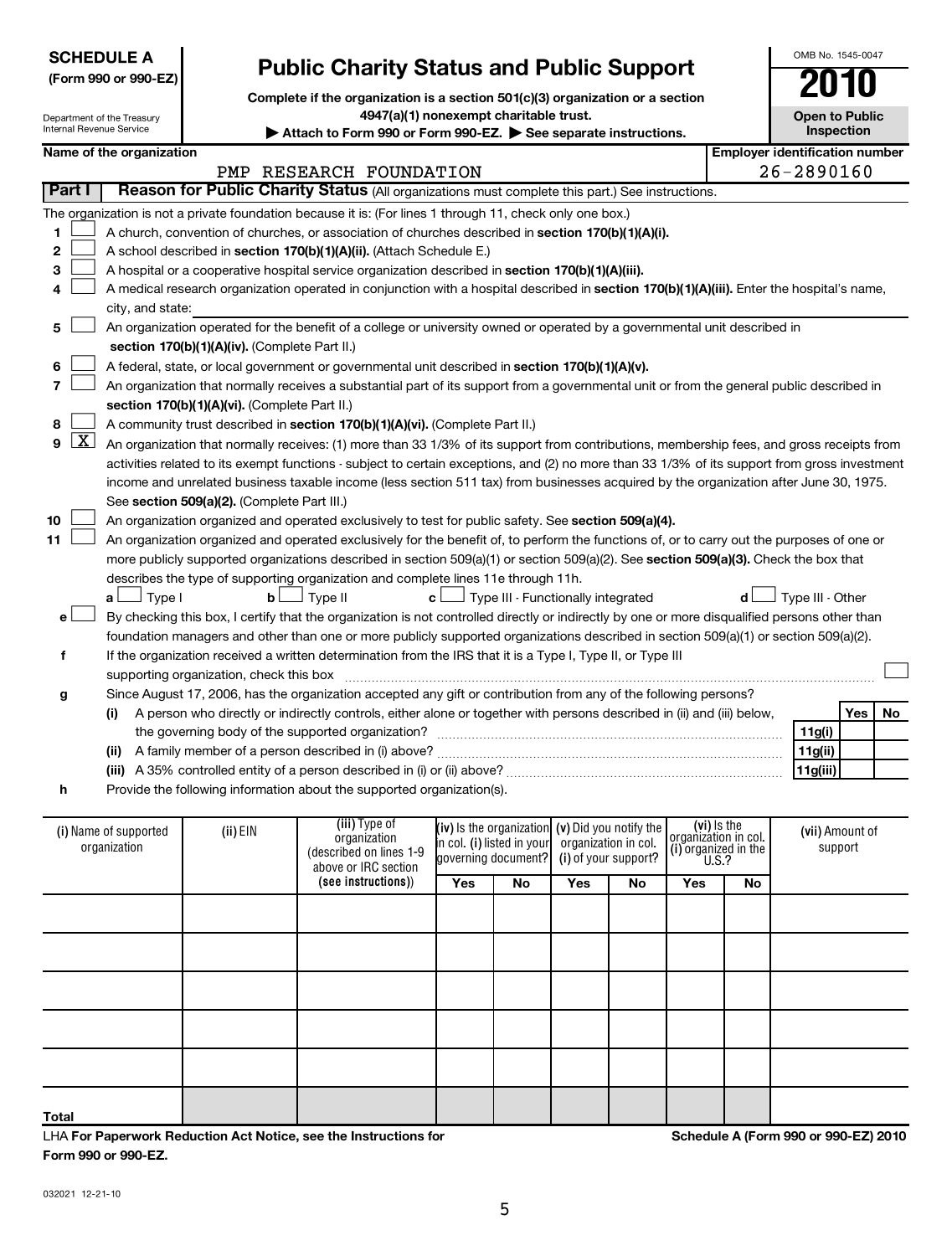**SCHEDULE A**
**(Form 990 or 990-EZ)**

Department of the Treasury
Internal Revenue Service

# Public Charity Status and Public Support

**Complete if the organization is a section 501(c)(3) organization or a section 4947(a)(1) nonexempt charitable trust.**
**▶ Attach to Form 990 or Form 990-EZ. ▶ See separate instructions.**

OMB No. 1545-0047
**2010**
**Open to Public Inspection**

**Name of the organization:** PMP RESEARCH FOUNDATION
**Employer identification number:** 26-2890160

## Part I — Reason for Public Charity Status (All organizations must complete this part.) See instructions.

The organization is not a private foundation because it is: (For lines 1 through 11, check only one box.)

1. ☐ A church, convention of churches, or association of churches described in **section 170(b)(1)(A)(i).**
2. ☐ A school described in **section 170(b)(1)(A)(ii).** (Attach Schedule E.)
3. ☐ A hospital or a cooperative hospital service organization described in **section 170(b)(1)(A)(iii).**
4. ☐ A medical research organization operated in conjunction with a hospital described in **section 170(b)(1)(A)(iii).** Enter the hospital's name, city, and state:
5. ☐ An organization operated for the benefit of a college or university owned or operated by a governmental unit described in **section 170(b)(1)(A)(iv).** (Complete Part II.)
6. ☐ A federal, state, or local government or governmental unit described in **section 170(b)(1)(A)(v).**
7. ☐ An organization that normally receives a substantial part of its support from a governmental unit or from the general public described in **section 170(b)(1)(A)(vi).** (Complete Part II.)
8. ☐ A community trust described in **section 170(b)(1)(A)(vi).** (Complete Part II.)
9. ☒ An organization that normally receives: (1) more than 33 1/3% of its support from contributions, membership fees, and gross receipts from activities related to its exempt functions - subject to certain exceptions, and (2) no more than 33 1/3% of its support from gross investment income and unrelated business taxable income (less section 511 tax) from businesses acquired by the organization after June 30, 1975. See **section 509(a)(2).** (Complete Part III.)
10. ☐ An organization organized and operated exclusively to test for public safety. See **section 509(a)(4).**
11. ☐ An organization organized and operated exclusively for the benefit of, to perform the functions of, or to carry out the purposes of one or more publicly supported organizations described in section 509(a)(1) or section 509(a)(2). See **section 509(a)(3).** Check the box that describes the type of supporting organization and complete lines 11e through 11h.
   - a ☐ Type I  b ☐ Type II  c ☐ Type III - Functionally integrated  d ☐ Type III - Other
   - e ☐ By checking this box, I certify that the organization is not controlled directly or indirectly by one or more disqualified persons other than foundation managers and other than one or more publicly supported organizations described in section 509(a)(1) or section 509(a)(2).
   - f If the organization received a written determination from the IRS that it is a Type I, Type II, or Type III supporting organization, check this box ☐
   - g Since August 17, 2006, has the organization accepted any gift or contribution from any of the following persons?

| | | Line | Yes | No |
|---|---|---|---|---|
| (i) | A person who directly or indirectly controls, either alone or together with persons described in (ii) and (iii) below, the governing body of the supported organization? | 11g(i) | | |
| (ii) | A family member of a person described in (i) above? | 11g(ii) | | |
| (iii) | A 35% controlled entity of a person described in (i) or (ii) above? | 11g(iii) | | |

   - h Provide the following information about the supported organization(s).

| (i) Name of supported organization | (ii) EIN | (iii) Type of organization (described on lines 1-9 above or IRC section (see instructions)) | (iv) Is the organization in col. (i) listed in your governing document? | | (v) Did you notify the organization in col. (i) of your support? | | (vi) Is the organization in col. (i) organized in the U.S.? | | (vii) Amount of support |
|---|---|---|---|---|---|---|---|---|---|
| | | | Yes | No | Yes | No | Yes | No | |
| | | | | | | | | | |
| | | | | | | | | | |
| | | | | | | | | | |
| | | | | | | | | | |
| | | | | | | | | | |
| Total | | | | | | | | | |

LHA **For Paperwork Reduction Act Notice, see the Instructions for Form 990 or 990-EZ.**

**Schedule A (Form 990 or 990-EZ) 2010**

032021 12-21-10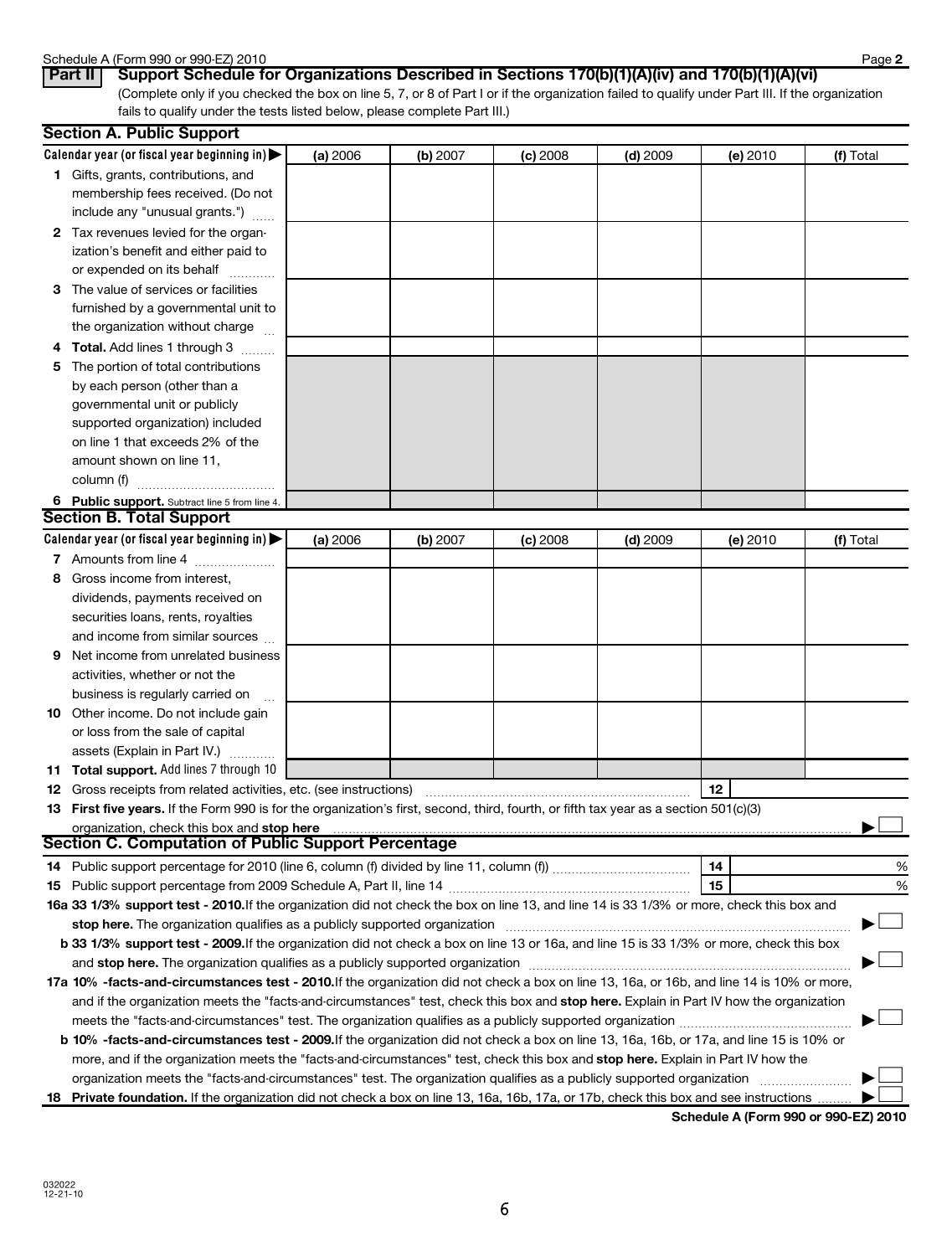**Part II** **Support Schedule for Organizations Described in Sections 170(b)(1)(A)(iv) and 170(b)(1)(A)(vi)**

(Complete only if you checked the box on line 5, 7, or 8 of Part I or if the organization failed to qualify under Part III. If the organization fails to qualify under the tests listed below, please complete Part III.)

## Section A. Public Support

| Calendar year (or fiscal year beginning in) | (a) 2006 | (b) 2007 | (c) 2008 | (d) 2009 | (e) 2010 | (f) Total |
|---|---|---|---|---|---|---|
| 1 Gifts, grants, contributions, and membership fees received. (Do not include any "unusual grants.") | | | | | | |
| 2 Tax revenues levied for the organization's benefit and either paid to or expended on its behalf | | | | | | |
| 3 The value of services or facilities furnished by a governmental unit to the organization without charge | | | | | | |
| 4 **Total.** Add lines 1 through 3 | | | | | | |
| 5 The portion of total contributions by each person (other than a governmental unit or publicly supported organization) included on line 1 that exceeds 2% of the amount shown on line 11, column (f) | | | | | | |
| 6 **Public support.** Subtract line 5 from line 4. | | | | | | |

## Section B. Total Support

| Calendar year (or fiscal year beginning in) | (a) 2006 | (b) 2007 | (c) 2008 | (d) 2009 | (e) 2010 | (f) Total |
|---|---|---|---|---|---|---|
| 7 Amounts from line 4 | | | | | | |
| 8 Gross income from interest, dividends, payments received on securities loans, rents, royalties and income from similar sources | | | | | | |
| 9 Net income from unrelated business activities, whether or not the business is regularly carried on | | | | | | |
| 10 Other income. Do not include gain or loss from the sale of capital assets (Explain in Part IV.) | | | | | | |
| 11 **Total support.** Add lines 7 through 10 | | | | | | |

12 Gross receipts from related activities, etc. (see instructions) | 12 |

13 **First five years.** If the Form 990 is for the organization's first, second, third, fourth, or fifth tax year as a section 501(c)(3) organization, check this box and **stop here** ☐

## Section C. Computation of Public Support Percentage

14 Public support percentage for 2010 (line 6, column (f) divided by line 11, column (f)) | 14 | %

15 Public support percentage from 2009 Schedule A, Part II, line 14 | 15 | %

**16a 33 1/3% support test - 2010.** If the organization did not check the box on line 13, and line 14 is 33 1/3% or more, check this box and **stop here.** The organization qualifies as a publicly supported organization ☐

**b 33 1/3% support test - 2009.** If the organization did not check a box on line 13 or 16a, and line 15 is 33 1/3% or more, check this box and **stop here.** The organization qualifies as a publicly supported organization ☐

**17a 10% -facts-and-circumstances test - 2010.** If the organization did not check a box on line 13, 16a, or 16b, and line 14 is 10% or more, and if the organization meets the "facts-and-circumstances" test, check this box and **stop here.** Explain in Part IV how the organization meets the "facts-and-circumstances" test. The organization qualifies as a publicly supported organization ☐

**b 10% -facts-and-circumstances test - 2009.** If the organization did not check a box on line 13, 16a, 16b, or 17a, and line 15 is 10% or more, and if the organization meets the "facts-and-circumstances" test, check this box and **stop here.** Explain in Part IV how the organization meets the "facts-and-circumstances" test. The organization qualifies as a publicly supported organization ☐

**18 Private foundation.** If the organization did not check a box on line 13, 16a, 16b, 17a, or 17b, check this box and see instructions ☐

**Schedule A (Form 990 or 990-EZ) 2010**

032022
12-21-10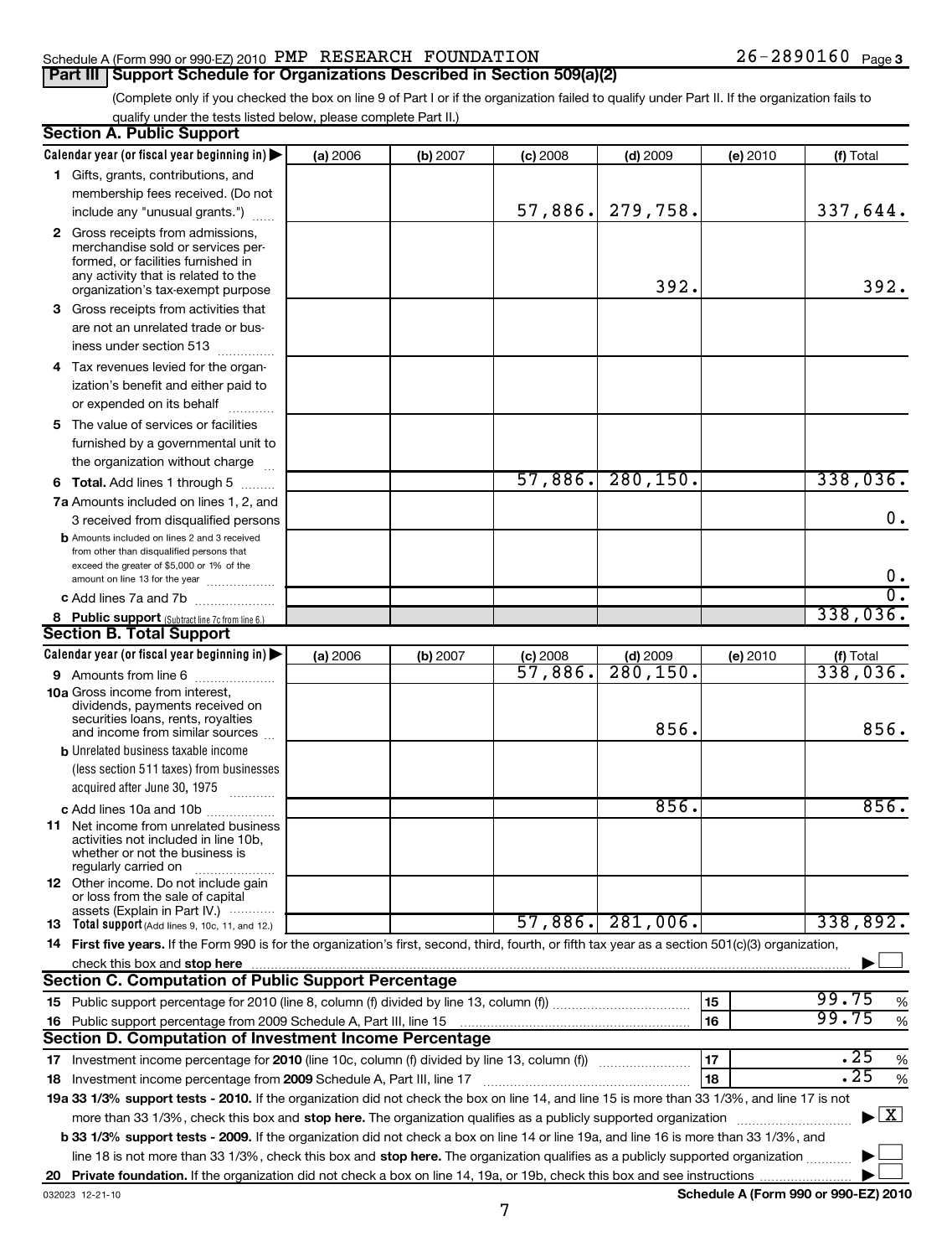Schedule A (Form 990 or 990-EZ) 2010 PMP RESEARCH FOUNDATION 26-2890160 Page 3

## Part III Support Schedule for Organizations Described in Section 509(a)(2)

(Complete only if you checked the box on line 9 of Part I or if the organization failed to qualify under Part II. If the organization fails to qualify under the tests listed below, please complete Part II.)

### Section A. Public Support

| Calendar year (or fiscal year beginning in) | (a) 2006 | (b) 2007 | (c) 2008 | (d) 2009 | (e) 2010 | (f) Total |
|---|---|---|---|---|---|---|
| 1 Gifts, grants, contributions, and membership fees received. (Do not include any "unusual grants.") | | | 57,886. | 279,758. | | 337,644. |
| 2 Gross receipts from admissions, merchandise sold or services performed, or facilities furnished in any activity that is related to the organization's tax-exempt purpose | | | | 392. | | 392. |
| 3 Gross receipts from activities that are not an unrelated trade or business under section 513 | | | | | | |
| 4 Tax revenues levied for the organization's benefit and either paid to or expended on its behalf | | | | | | |
| 5 The value of services or facilities furnished by a governmental unit to the organization without charge | | | | | | |
| 6 Total. Add lines 1 through 5 | | | 57,886. | 280,150. | | 338,036. |
| 7a Amounts included on lines 1, 2, and 3 received from disqualified persons | | | | | | 0. |
| b Amounts included on lines 2 and 3 received from other than disqualified persons that exceed the greater of $5,000 or 1% of the amount on line 13 for the year | | | | | | 0. |
| c Add lines 7a and 7b | | | | | | 0. |
| 8 Public support (Subtract line 7c from line 6.) | | | | | | 338,036. |

### Section B. Total Support

| Calendar year (or fiscal year beginning in) | (a) 2006 | (b) 2007 | (c) 2008 | (d) 2009 | (e) 2010 | (f) Total |
|---|---|---|---|---|---|---|
| 9 Amounts from line 6 | | | 57,886. | 280,150. | | 338,036. |
| 10a Gross income from interest, dividends, payments received on securities loans, rents, royalties and income from similar sources | | | | 856. | | 856. |
| b Unrelated business taxable income (less section 511 taxes) from businesses acquired after June 30, 1975 | | | | | | |
| c Add lines 10a and 10b | | | | 856. | | 856. |
| 11 Net income from unrelated business activities not included in line 10b, whether or not the business is regularly carried on | | | | | | |
| 12 Other income. Do not include gain or loss from the sale of capital assets (Explain in Part IV.) | | | | | | |
| 13 Total support (Add lines 9, 10c, 11, and 12.) | | | 57,886. | 281,006. | | 338,892. |

14 **First five years.** If the Form 990 is for the organization's first, second, third, fourth, or fifth tax year as a section 501(c)(3) organization, check this box and **stop here** ☐

### Section C. Computation of Public Support Percentage

| | | |
|---|---|---|
| 15 Public support percentage for 2010 (line 8, column (f) divided by line 13, column (f)) | 15 | 99.75 % |
| 16 Public support percentage from 2009 Schedule A, Part III, line 15 | 16 | 99.75 % |

### Section D. Computation of Investment Income Percentage

| | | |
|---|---|---|
| 17 Investment income percentage for **2010** (line 10c, column (f) divided by line 13, column (f)) | 17 | .25 % |
| 18 Investment income percentage from **2009** Schedule A, Part III, line 17 | 18 | .25 % |

**19a 33 1/3% support tests - 2010.** If the organization did not check the box on line 14, and line 15 is more than 33 1/3%, and line 17 is not more than 33 1/3%, check this box and **stop here.** The organization qualifies as a publicly supported organization ☒

**b 33 1/3% support tests - 2009.** If the organization did not check a box on line 14 or line 19a, and line 16 is more than 33 1/3%, and line 18 is not more than 33 1/3%, check this box and **stop here.** The organization qualifies as a publicly supported organization ☐

**20 Private foundation.** If the organization did not check a box on line 14, 19a, or 19b, check this box and see instructions ☐

032023 12-21-10 **Schedule A (Form 990 or 990-EZ) 2010**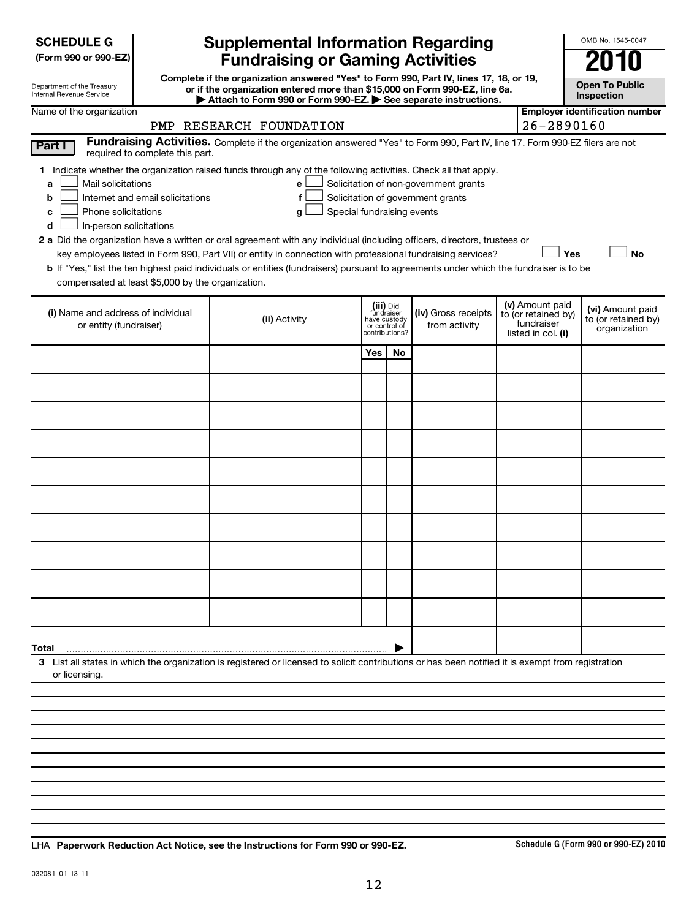**SCHEDULE G (Form 990 or 990-EZ)**

Department of the Treasury
Internal Revenue Service

# Supplemental Information Regarding Fundraising or Gaming Activities

**Complete if the organization answered "Yes" to Form 990, Part IV, lines 17, 18, or 19, or if the organization entered more than $15,000 on Form 990-EZ, line 6a.**
**▶ Attach to Form 990 or Form 990-EZ. ▶ See separate instructions.**

OMB No. 1545-0047

**2010**

**Open To Public Inspection**

Name of the organization: PMP RESEARCH FOUNDATION

**Employer identification number** 26-2890160

## Part I Fundraising Activities.

Complete if the organization answered "Yes" to Form 990, Part IV, line 17. Form 990-EZ filers are not required to complete this part.

**1** Indicate whether the organization raised funds through any of the following activities. Check all that apply.

- **a** ☐ Mail solicitations
- **b** ☐ Internet and email solicitations
- **c** ☐ Phone solicitations
- **d** ☐ In-person solicitations
- **e** ☐ Solicitation of non-government grants
- **f** ☐ Solicitation of government grants
- **g** ☐ Special fundraising events

**2 a** Did the organization have a written or oral agreement with any individual (including officers, directors, trustees or key employees listed in Form 990, Part VII) or entity in connection with professional fundraising services? ☐ **Yes** ☐ **No**

**b** If "Yes," list the ten highest paid individuals or entities (fundraisers) pursuant to agreements under which the fundraiser is to be compensated at least $5,000 by the organization.

| (i) Name and address of individual or entity (fundraiser) | (ii) Activity | (iii) Did fundraiser have custody or control of contributions? Yes | No | (iv) Gross receipts from activity | (v) Amount paid to (or retained by) fundraiser listed in col. (i) | (vi) Amount paid to (or retained by) organization |
|---|---|---|---|---|---|---|
| | | | | | | |
| | | | | | | |
| | | | | | | |
| | | | | | | |
| | | | | | | |
| | | | | | | |
| | | | | | | |
| | | | | | | |
| | | | | | | |
| | | | | | | |
| **Total** ▶ | | | | | | |

**3** List all states in which the organization is registered or licensed to solicit contributions or has been notified it is exempt from registration or licensing.

LHA **Paperwork Reduction Act Notice, see the Instructions for Form 990 or 990-EZ.**

**Schedule G (Form 990 or 990-EZ) 2010**

032081 01-13-11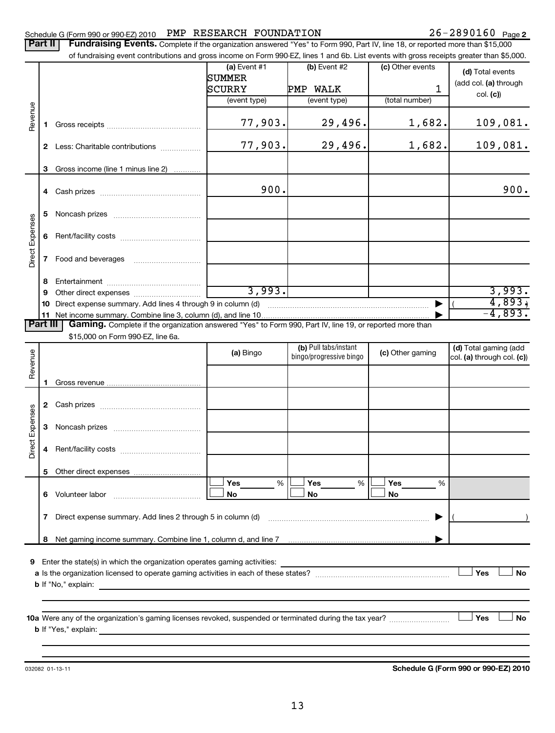Schedule G (Form 990 or 990-EZ) 2010 PMP RESEARCH FOUNDATION 26-2890160 Page 2

**Part II — Fundraising Events.** Complete if the organization answered "Yes" to Form 990, Part IV, line 18, or reported more than $15,000 of fundraising event contributions and gross income on Form 990-EZ, lines 1 and 6b. List events with gross receipts greater than $5,000.

| | | (a) Event #1 | (b) Event #2 | (c) Other events | (d) Total events (add col. (a) through col. (c)) |
|---|---|---|---|---|---|
| | | SUMMER SCURRY | PMP WALK | 1 | |
| | | (event type) | (event type) | (total number) | |
| Revenue | 1 Gross receipts | 77,903. | 29,496. | 1,682. | 109,081. |
| | 2 Less: Charitable contributions | 77,903. | 29,496. | 1,682. | 109,081. |
| | 3 Gross income (line 1 minus line 2) | | | | |
| Direct Expenses | 4 Cash prizes | 900. | | | 900. |
| | 5 Noncash prizes | | | | |
| | 6 Rent/facility costs | | | | |
| | 7 Food and beverages | | | | |
| | 8 Entertainment | | | | |
| | 9 Other direct expenses | 3,993. | | | 3,993. |
| | 10 Direct expense summary. Add lines 4 through 9 in column (d) | | | | ( 4,893.) |
| | 11 Net income summary. Combine line 3, column (d), and line 10 | | | | -4,893. |

**Part III — Gaming.** Complete if the organization answered "Yes" to Form 990, Part IV, line 19, or reported more than $15,000 on Form 990-EZ, line 6a.

| | | (a) Bingo | (b) Pull tabs/instant bingo/progressive bingo | (c) Other gaming | (d) Total gaming (add col. (a) through col. (c)) |
|---|---|---|---|---|---|
| Revenue | 1 Gross revenue | | | | |
| Direct Expenses | 2 Cash prizes | | | | |
| | 3 Noncash prizes | | | | |
| | 4 Rent/facility costs | | | | |
| | 5 Other direct expenses | | | | |
| | 6 Volunteer labor | Yes ___ % / No | Yes ___ % / No | Yes ___ % / No | |
| | 7 Direct expense summary. Add lines 2 through 5 in column (d) | | | | ( ) |
| | 8 Net gaming income summary. Combine line 1, column d, and line 7 | | | | |

9 Enter the state(s) in which the organization operates gaming activities:

a Is the organization licensed to operate gaming activities in each of these states? Yes No

b If "No," explain:

10a Were any of the organization's gaming licenses revoked, suspended or terminated during the tax year? Yes No

b If "Yes," explain:

032082 01-13-11 **Schedule G (Form 990 or 990-EZ) 2010**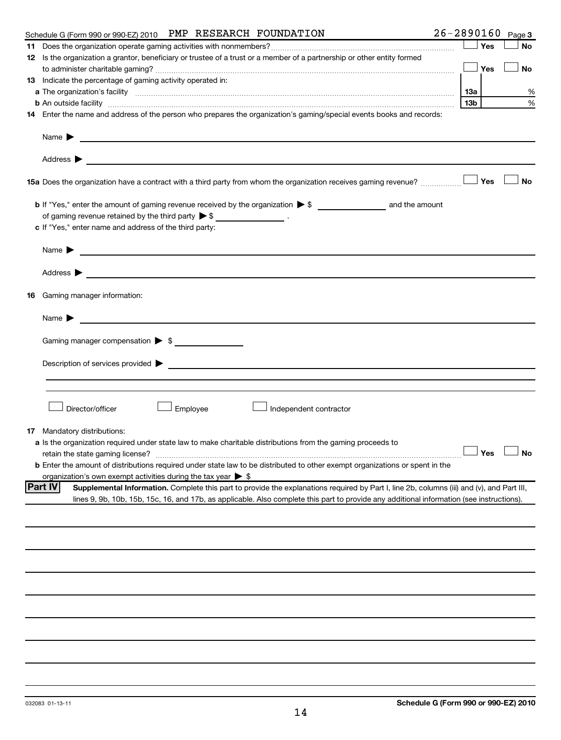Schedule G (Form 990 or 990-EZ) 2010 PMP RESEARCH FOUNDATION 26-2890160 Page 3

**11** Does the organization operate gaming activities with nonmembers? ☐ Yes ☐ No

**12** Is the organization a grantor, beneficiary or trustee of a trust or a member of a partnership or other entity formed to administer charitable gaming? ☐ Yes ☐ No

**13** Indicate the percentage of gaming activity operated in:

**a** The organization's facility ... **13a** %

**b** An outside facility ... **13b** %

**14** Enter the name and address of the person who prepares the organization's gaming/special events books and records:

Name ▶

Address ▶

**15a** Does the organization have a contract with a third party from whom the organization receives gaming revenue? ☐ Yes ☐ No

**b** If "Yes," enter the amount of gaming revenue received by the organization ▶ $ ______ and the amount of gaming revenue retained by the third party ▶ $ ______ .

**c** If "Yes," enter name and address of the third party:

Name ▶

Address ▶

**16** Gaming manager information:

Name ▶

Gaming manager compensation ▶ $

Description of services provided ▶

☐ Director/officer ☐ Employee ☐ Independent contractor

**17** Mandatory distributions:

**a** Is the organization required under state law to make charitable distributions from the gaming proceeds to retain the state gaming license? ☐ Yes ☐ No

**b** Enter the amount of distributions required under state law to be distributed to other exempt organizations or spent in the organization's own exempt activities during the tax year ▶ $

**Part IV** **Supplemental Information.** Complete this part to provide the explanations required by Part I, line 2b, columns (iii) and (v), and Part III, lines 9, 9b, 10b, 15b, 15c, 16, and 17b, as applicable. Also complete this part to provide any additional information (see instructions).

032083 01-13-11 **Schedule G (Form 990 or 990-EZ) 2010**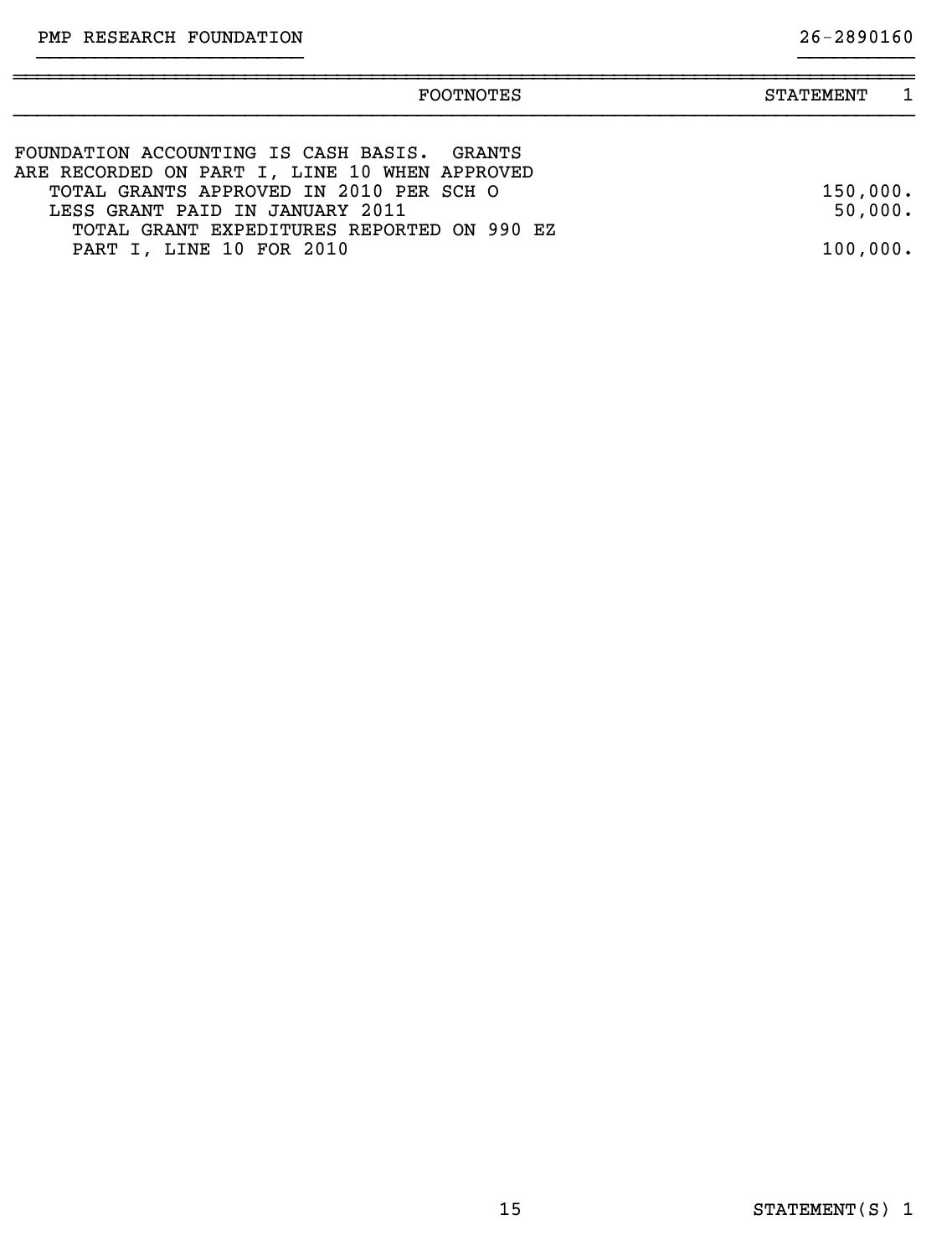PMP RESEARCH FOUNDATION 26-2890160

| FOOTNOTES | STATEMENT 1 |
|---|---|
| FOUNDATION ACCOUNTING IS CASH BASIS. GRANTS ARE RECORDED ON PART I, LINE 10 WHEN APPROVED | |
| TOTAL GRANTS APPROVED IN 2010 PER SCH O | 150,000. |
| LESS GRANT PAID IN JANUARY 2011 | 50,000. |
| TOTAL GRANT EXPEDITURES REPORTED ON 990 EZ PART I, LINE 10 FOR 2010 | 100,000. |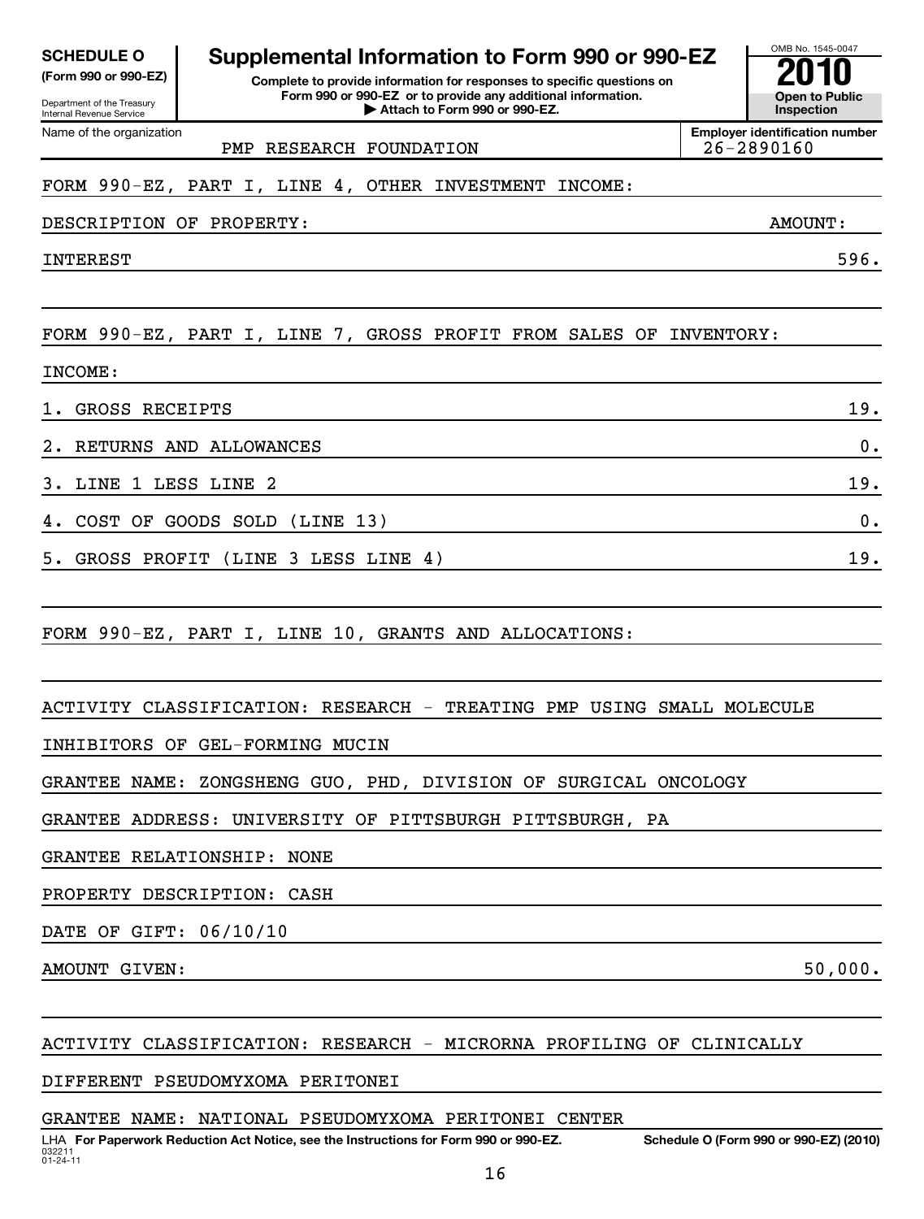**SCHEDULE O (Form 990 or 990-EZ)**

Department of the Treasury
Internal Revenue Service

# Supplemental Information to Form 990 or 990-EZ

**Complete to provide information for responses to specific questions on Form 990 or 990-EZ or to provide any additional information.**
**▶ Attach to Form 990 or 990-EZ.**

OMB No. 1545-0047

**2010**

**Open to Public Inspection**

Name of the organization: PMP RESEARCH FOUNDATION

Employer identification number: 26-2890160

FORM 990-EZ, PART I, LINE 4, OTHER INVESTMENT INCOME:

| DESCRIPTION OF PROPERTY: | AMOUNT: |
|---|---|
| INTEREST | 596. |

FORM 990-EZ, PART I, LINE 7, GROSS PROFIT FROM SALES OF INVENTORY:

INCOME:

| | |
|---|---|
| 1. GROSS RECEIPTS | 19. |
| 2. RETURNS AND ALLOWANCES | 0. |
| 3. LINE 1 LESS LINE 2 | 19. |
| 4. COST OF GOODS SOLD (LINE 13) | 0. |
| 5. GROSS PROFIT (LINE 3 LESS LINE 4) | 19. |

FORM 990-EZ, PART I, LINE 10, GRANTS AND ALLOCATIONS:

ACTIVITY CLASSIFICATION: RESEARCH - TREATING PMP USING SMALL MOLECULE INHIBITORS OF GEL-FORMING MUCIN

GRANTEE NAME: ZONGSHENG GUO, PHD, DIVISION OF SURGICAL ONCOLOGY

GRANTEE ADDRESS: UNIVERSITY OF PITTSBURGH PITTSBURGH, PA

GRANTEE RELATIONSHIP: NONE

PROPERTY DESCRIPTION: CASH

DATE OF GIFT: 06/10/10

AMOUNT GIVEN: 50,000.

ACTIVITY CLASSIFICATION: RESEARCH - MICRORNA PROFILING OF CLINICALLY DIFFERENT PSEUDOMYXOMA PERITONEI

GRANTEE NAME: NATIONAL PSEUDOMYXOMA PERITONEI CENTER

LHA **For Paperwork Reduction Act Notice, see the Instructions for Form 990 or 990-EZ.** **Schedule O (Form 990 or 990-EZ) (2010)**

032211
01-24-11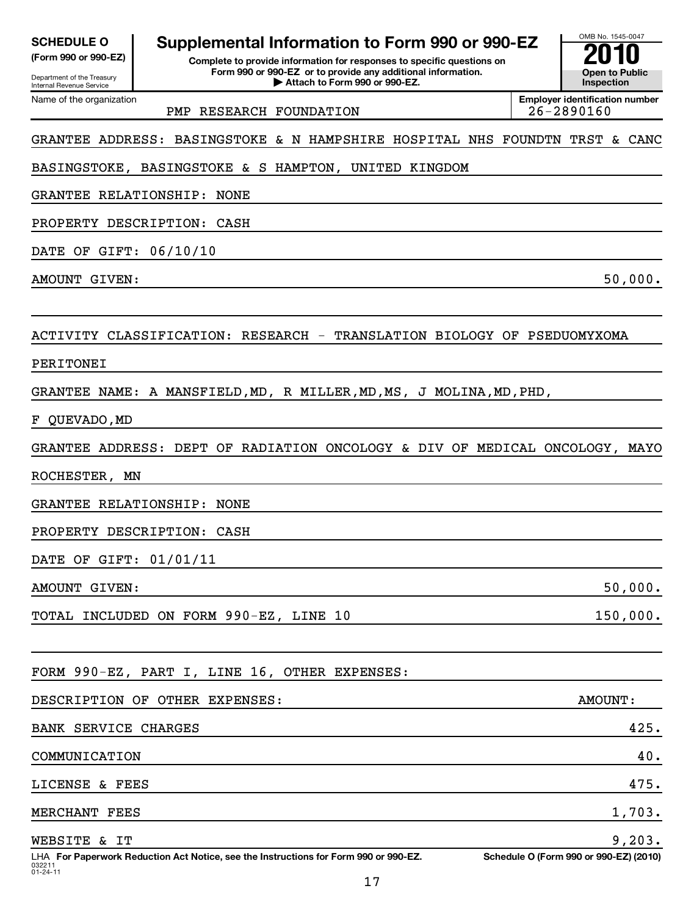**SCHEDULE O** (Form 990 or 990-EZ)

Department of the Treasury
Internal Revenue Service

# Supplemental Information to Form 990 or 990-EZ

**Complete to provide information for responses to specific questions on Form 990 or 990-EZ or to provide any additional information.**
**▶ Attach to Form 990 or 990-EZ.**

OMB No. 1545-0047
**2010**
**Open to Public Inspection**

Name of the organization: PMP RESEARCH FOUNDATION

Employer identification number: 26-2890160

GRANTEE ADDRESS: BASINGSTOKE & N HAMPSHIRE HOSPITAL NHS FOUNDTN TRST & CANC

BASINGSTOKE, BASINGSTOKE & S HAMPTON, UNITED KINGDOM

GRANTEE RELATIONSHIP: NONE

PROPERTY DESCRIPTION: CASH

DATE OF GIFT: 06/10/10

AMOUNT GIVEN: 50,000.

ACTIVITY CLASSIFICATION: RESEARCH - TRANSLATION BIOLOGY OF PSEDUOMYXOMA PERITONEI

GRANTEE NAME: A MANSFIELD,MD, R MILLER,MD,MS, J MOLINA,MD,PHD, F QUEVADO,MD

GRANTEE ADDRESS: DEPT OF RADIATION ONCOLOGY & DIV OF MEDICAL ONCOLOGY, MAYO ROCHESTER, MN

GRANTEE RELATIONSHIP: NONE

PROPERTY DESCRIPTION: CASH

DATE OF GIFT: 01/01/11

AMOUNT GIVEN: 50,000.

TOTAL INCLUDED ON FORM 990-EZ, LINE 10: 150,000.

FORM 990-EZ, PART I, LINE 16, OTHER EXPENSES:

| DESCRIPTION OF OTHER EXPENSES: | AMOUNT: |
|---|---|
| BANK SERVICE CHARGES | 425. |
| COMMUNICATION | 40. |
| LICENSE & FEES | 475. |
| MERCHANT FEES | 1,703. |
| WEBSITE & IT | 9,203. |

LHA **For Paperwork Reduction Act Notice, see the Instructions for Form 990 or 990-EZ.**

**Schedule O (Form 990 or 990-EZ) (2010)**

032211
01-24-11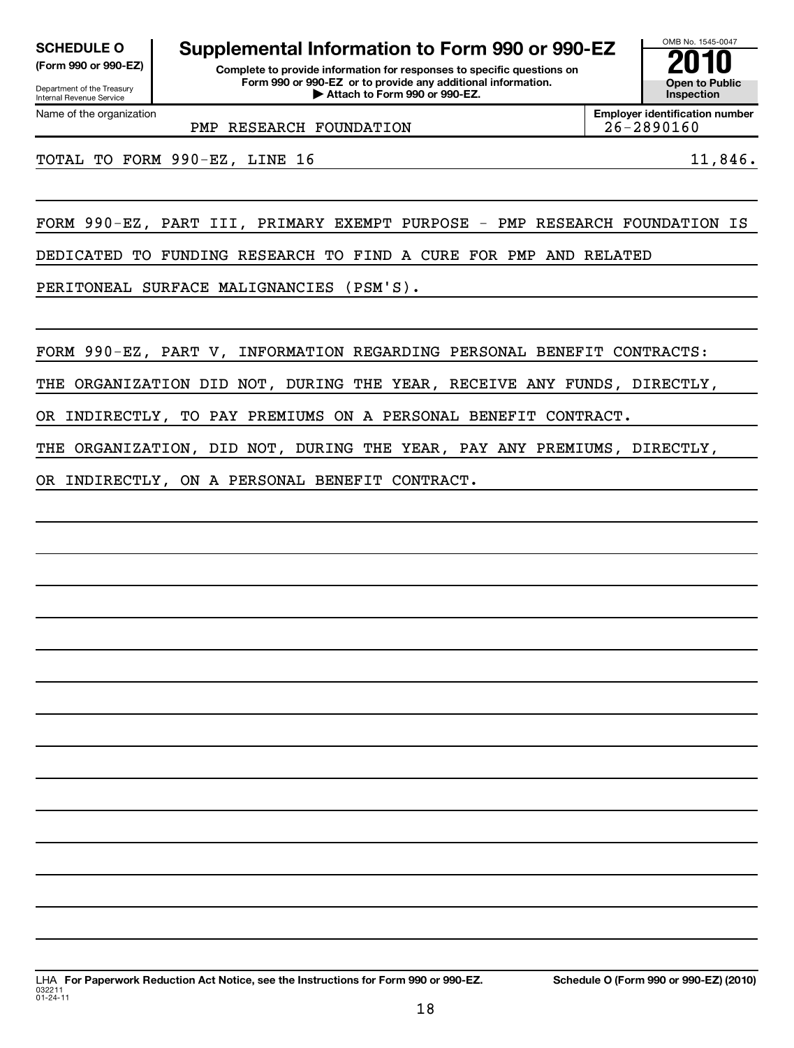**SCHEDULE O**
**(Form 990 or 990-EZ)**

Department of the Treasury
Internal Revenue Service

# Supplemental Information to Form 990 or 990-EZ

**Complete to provide information for responses to specific questions on Form 990 or 990-EZ or to provide any additional information.**
**▶ Attach to Form 990 or 990-EZ.**

OMB No. 1545-0047

**2010**

**Open to Public Inspection**

Name of the organization: PMP RESEARCH FOUNDATION

**Employer identification number:** 26-2890160

TOTAL TO FORM 990-EZ, LINE 16 11,846.

FORM 990-EZ, PART III, PRIMARY EXEMPT PURPOSE - PMP RESEARCH FOUNDATION IS DEDICATED TO FUNDING RESEARCH TO FIND A CURE FOR PMP AND RELATED PERITONEAL SURFACE MALIGNANCIES (PSM'S).

FORM 990-EZ, PART V, INFORMATION REGARDING PERSONAL BENEFIT CONTRACTS:
THE ORGANIZATION DID NOT, DURING THE YEAR, RECEIVE ANY FUNDS, DIRECTLY, OR INDIRECTLY, TO PAY PREMIUMS ON A PERSONAL BENEFIT CONTRACT.
THE ORGANIZATION, DID NOT, DURING THE YEAR, PAY ANY PREMIUMS, DIRECTLY, OR INDIRECTLY, ON A PERSONAL BENEFIT CONTRACT.

LHA **For Paperwork Reduction Act Notice, see the Instructions for Form 990 or 990-EZ.** **Schedule O (Form 990 or 990-EZ) (2010)**
032211
01-24-11